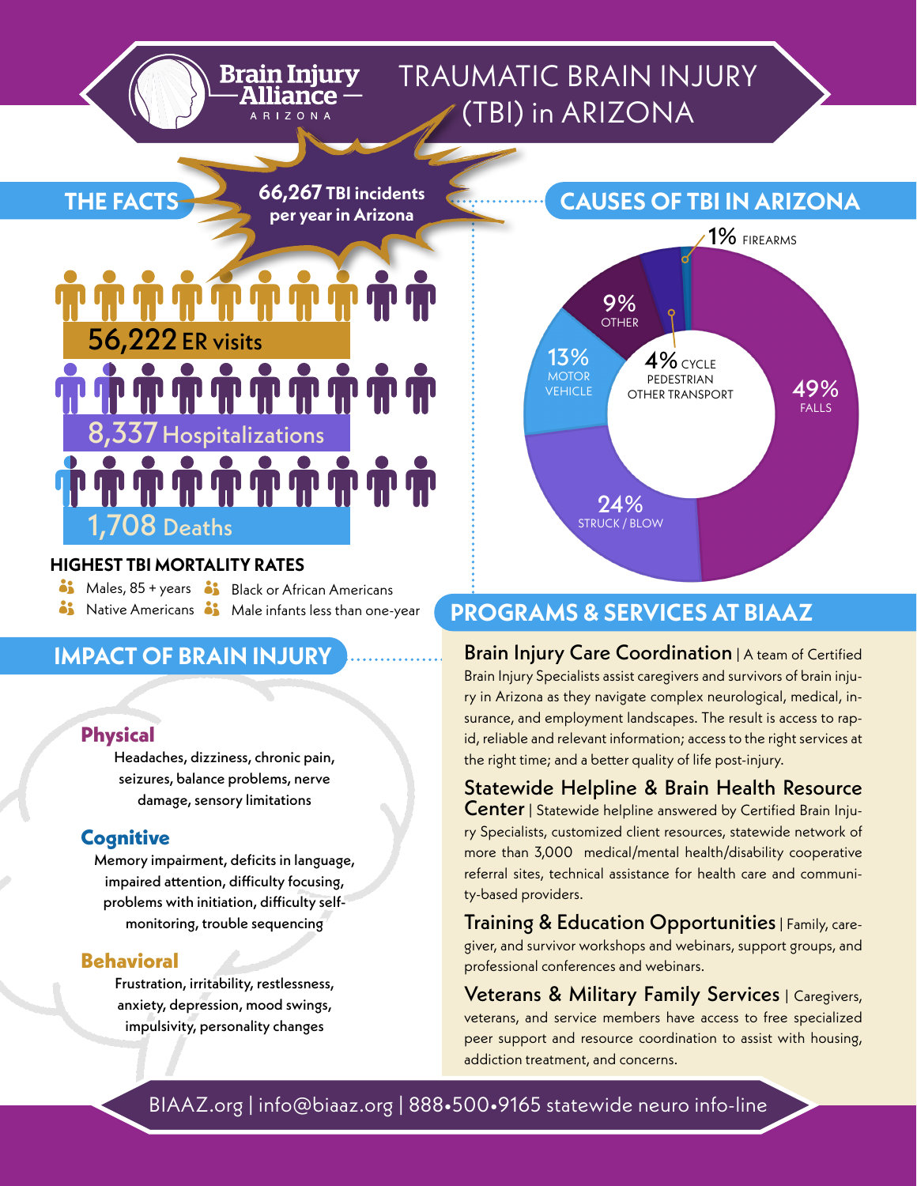# TRAUMATIC BRAIN INJURY (TBI) in ARIZONA

Brain Injury Alliance ARIZONA

## THE FACTS

**66,267 TBI incidents per year in Arizona**

**56,222 ER visits**

**8,337 Hospitalizations**

**1,708 Deaths**

### HIGHEST TBI MORTALITY RATES

- Males, 85 + years
- Black or African Americans
- Native Americans
- Male infants less than one-year

## CAUSES OF TBI IN ARIZONA

- 49% FALLS
- 24% STRUCK / BLOW
- 13% MOTOR VEHICLE
- 9% OTHER
- 4% CYCLE PEDESTRIAN OTHER TRANSPORT
- 1% FIREARMS

## IMPACT OF BRAIN INJURY

### Physical

Headaches, dizziness, chronic pain, seizures, balance problems, nerve damage, sensory limitations

### Cognitive

Memory impairment, deficits in language, impaired attention, difficulty focusing, problems with initiation, difficulty self-monitoring, trouble sequencing

### Behavioral

Frustration, irritability, restlessness, anxiety, depression, mood swings, impulsivity, personality changes

## PROGRAMS & SERVICES AT BIAAZ

**Brain Injury Care Coordination** | A team of Certified Brain Injury Specialists assist caregivers and survivors of brain injury in Arizona as they navigate complex neurological, medical, insurance, and employment landscapes. The result is access to rapid, reliable and relevant information; access to the right services at the right time; and a better quality of life post-injury.

**Statewide Helpline & Brain Health Resource Center** | Statewide helpline answered by Certified Brain Injury Specialists, customized client resources, statewide network of more than 3,000 medical/mental health/disability cooperative referral sites, technical assistance for health care and community-based providers.

**Training & Education Opportunities** | Family, caregiver, and survivor workshops and webinars, support groups, and professional conferences and webinars.

**Veterans & Military Family Services** | Caregivers, veterans, and service members have access to free specialized peer support and resource coordination to assist with housing, addiction treatment, and concerns.

BIAAZ.org | info@biaaz.org | 888•500•9165 statewide neuro info-line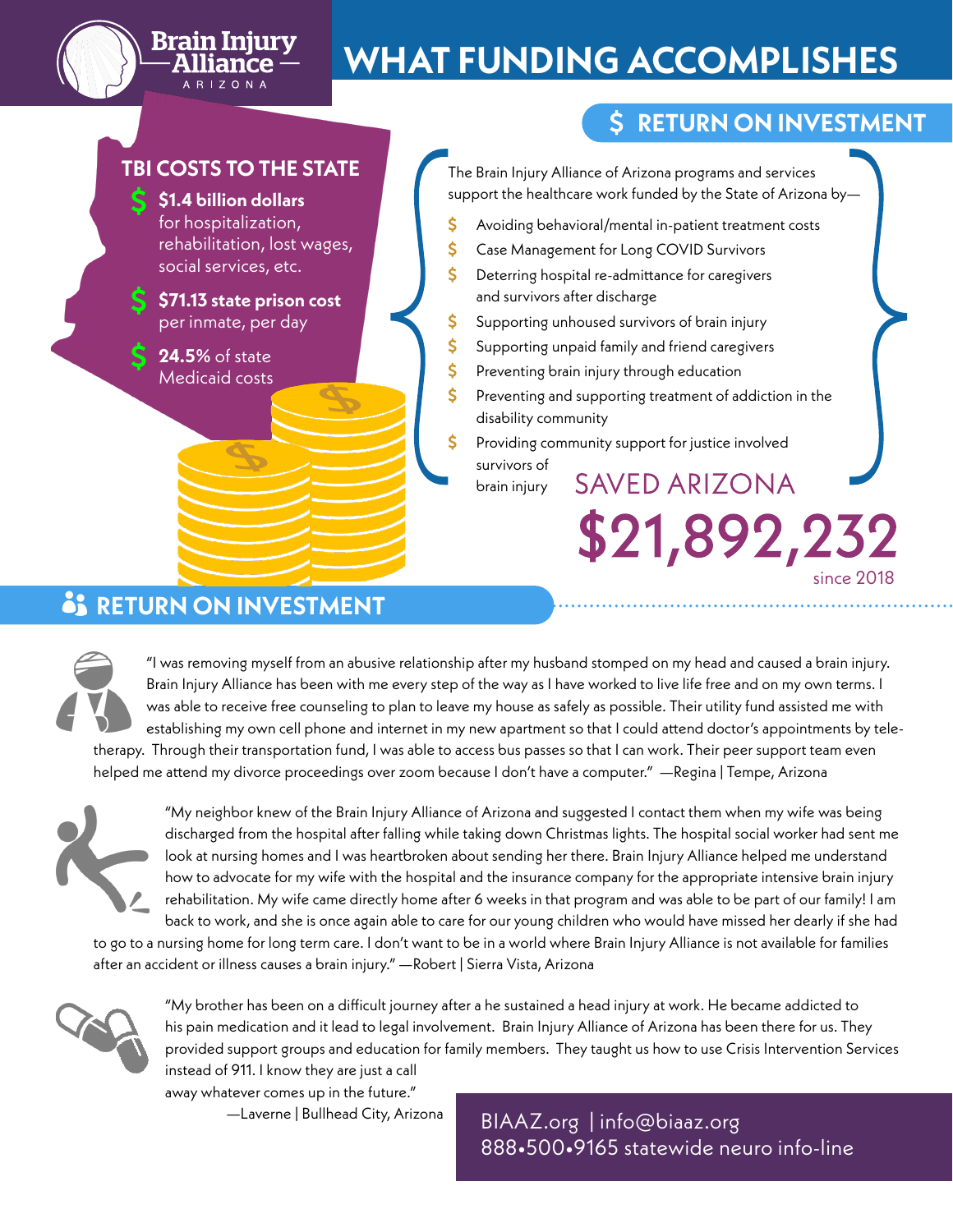Brain Injury Alliance ARIZONA

# WHAT FUNDING ACCOMPLISHES

## TBI COSTS TO THE STATE

- **$1.4 billion dollars** for hospitalization, rehabilitation, lost wages, social services, etc.
- **$71.13 state prison cost** per inmate, per day
- **24.5%** of state Medicaid costs

## $ RETURN ON INVESTMENT

The Brain Injury Alliance of Arizona programs and services support the healthcare work funded by the State of Arizona by—

- Avoiding behavioral/mental in-patient treatment costs
- Case Management for Long COVID Survivors
- Deterring hospital re-admittance for caregivers and survivors after discharge
- Supporting unhoused survivors of brain injury
- Supporting unpaid family and friend caregivers
- Preventing brain injury through education
- Preventing and supporting treatment of addiction in the disability community
- Providing community support for justice involved survivors of brain injury

SAVED ARIZONA

**$21,892,232**

since 2018

## RETURN ON INVESTMENT

"I was removing myself from an abusive relationship after my husband stomped on my head and caused a brain injury. Brain Injury Alliance has been with me every step of the way as I have worked to live life free and on my own terms. I was able to receive free counseling to plan to leave my house as safely as possible. Their utility fund assisted me with establishing my own cell phone and internet in my new apartment so that I could attend doctor's appointments by tele-therapy. Through their transportation fund, I was able to access bus passes so that I can work. Their peer support team even helped me attend my divorce proceedings over zoom because I don't have a computer." —Regina | Tempe, Arizona

"My neighbor knew of the Brain Injury Alliance of Arizona and suggested I contact them when my wife was being discharged from the hospital after falling while taking down Christmas lights. The hospital social worker had sent me look at nursing homes and I was heartbroken about sending her there. Brain Injury Alliance helped me understand how to advocate for my wife with the hospital and the insurance company for the appropriate intensive brain injury rehabilitation. My wife came directly home after 6 weeks in that program and was able to be part of our family! I am back to work, and she is once again able to care for our young children who would have missed her dearly if she had to go to a nursing home for long term care. I don't want to be in a world where Brain Injury Alliance is not available for families after an accident or illness causes a brain injury." —Robert | Sierra Vista, Arizona

"My brother has been on a difficult journey after a he sustained a head injury at work. He became addicted to his pain medication and it lead to legal involvement. Brain Injury Alliance of Arizona has been there for us. They provided support groups and education for family members. They taught us how to use Crisis Intervention Services instead of 911. I know they are just a call away whatever comes up in the future."

—Laverne | Bullhead City, Arizona

BIAAZ.org | info@biaaz.org
888•500•9165 statewide neuro info-line